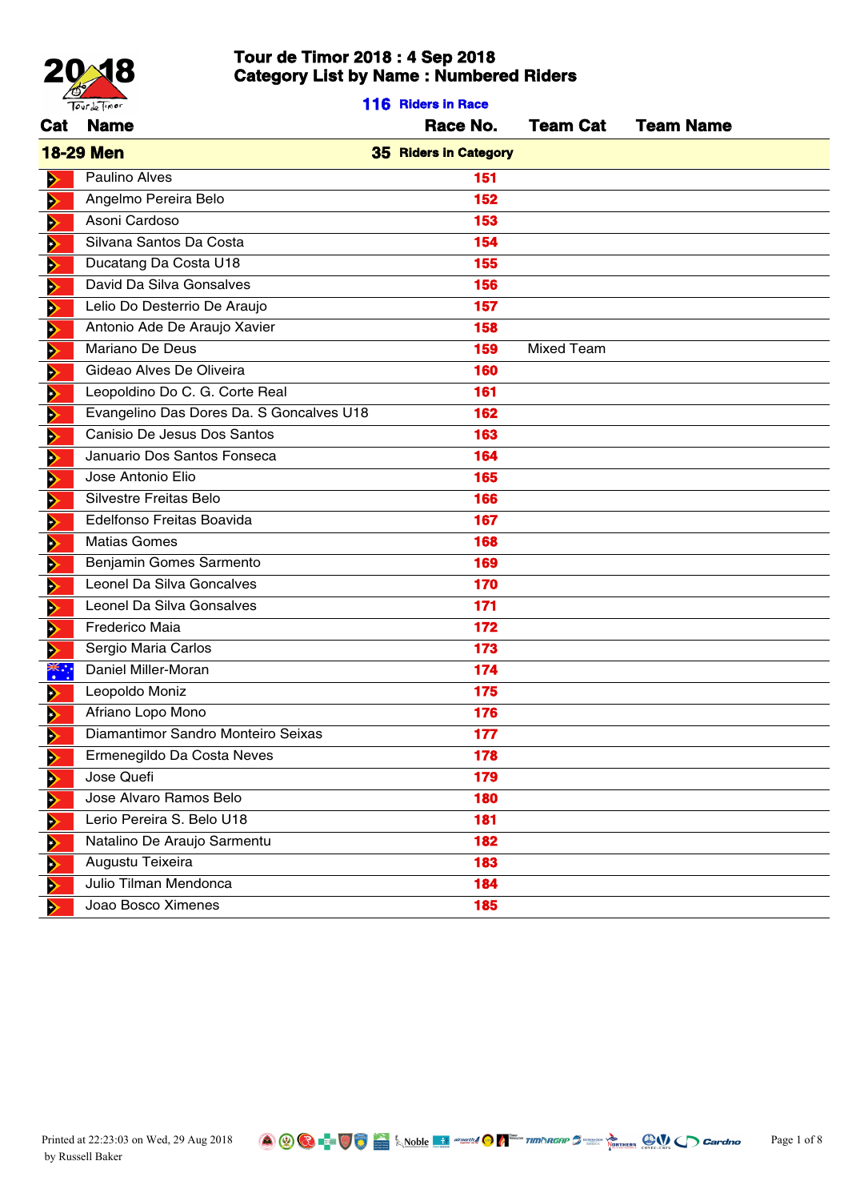# Tour de Timor 2018 : 4 Sep 2018
## Category List by Name : Numbered Riders

**116 Riders in Race**

| Cat | Name | Race No. | Team Cat | Team Name |
|---|---|---|---|---|
| **18-29 Men** | | **35 Riders in Category** | | |
| | Paulino Alves | 151 | | |
| | Angelmo Pereira Belo | 152 | | |
| | Asoni Cardoso | 153 | | |
| | Silvana Santos Da Costa | 154 | | |
| | Ducatang Da Costa U18 | 155 | | |
| | David Da Silva Gonsalves | 156 | | |
| | Lelio Do Desterrio De Araujo | 157 | | |
| | Antonio Ade De Araujo Xavier | 158 | | |
| | Mariano De Deus | 159 | Mixed Team | |
| | Gideao Alves De Oliveira | 160 | | |
| | Leopoldino Do C. G. Corte Real | 161 | | |
| | Evangelino Das Dores Da. S Goncalves U18 | 162 | | |
| | Canisio De Jesus Dos Santos | 163 | | |
| | Januario Dos Santos Fonseca | 164 | | |
| | Jose Antonio Elio | 165 | | |
| | Silvestre Freitas Belo | 166 | | |
| | Edelfonso Freitas Boavida | 167 | | |
| | Matias Gomes | 168 | | |
| | Benjamin Gomes Sarmento | 169 | | |
| | Leonel Da Silva Goncalves | 170 | | |
| | Leonel Da Silva Gonsalves | 171 | | |
| | Frederico Maia | 172 | | |
| | Sergio Maria Carlos | 173 | | |
| | Daniel Miller-Moran | 174 | | |
| | Leopoldo Moniz | 175 | | |
| | Afriano Lopo Mono | 176 | | |
| | Diamantimor Sandro Monteiro Seixas | 177 | | |
| | Ermenegildo Da Costa Neves | 178 | | |
| | Jose Quefi | 179 | | |
| | Jose Alvaro Ramos Belo | 180 | | |
| | Lerio Pereira S. Belo U18 | 181 | | |
| | Natalino De Araujo Sarmentu | 182 | | |
| | Augustu Teixeira | 183 | | |
| | Julio Tilman Mendonca | 184 | | |
| | Joao Bosco Ximenes | 185 | | |

Printed at 22:23:03 on Wed, 29 Aug 2018
by Russell Baker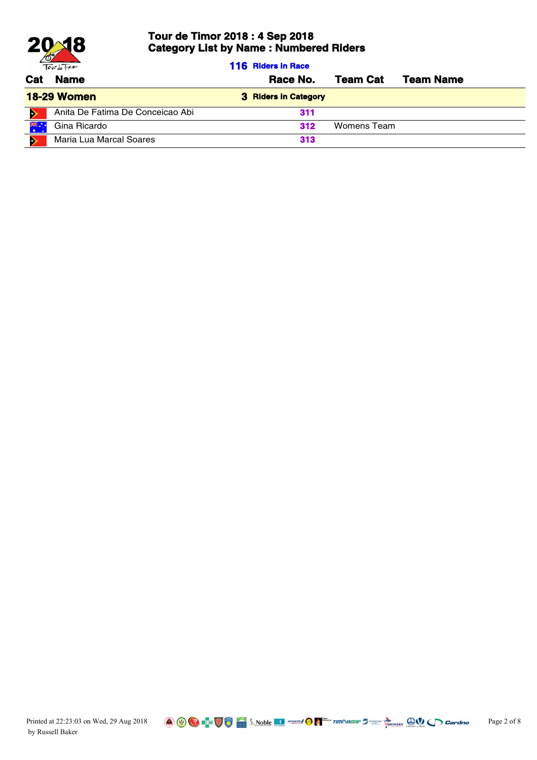# Tour de Timor 2018 : 4 Sep 2018
## Category List by Name : Numbered Riders

**116 Riders in Race**

| Cat | Name | Race No. | Team Cat | Team Name |
|---|---|---|---|---|
| **18-29 Women** | | **3 Riders in Category** | | |
| | Anita De Fatima De Conceicao Abi | 311 | | |
| | Gina Ricardo | 312 | Womens Team | |
| | Maria Lua Marcal Soares | 313 | | |

Printed at 22:23:03 on Wed, 29 Aug 2018
by Russell Baker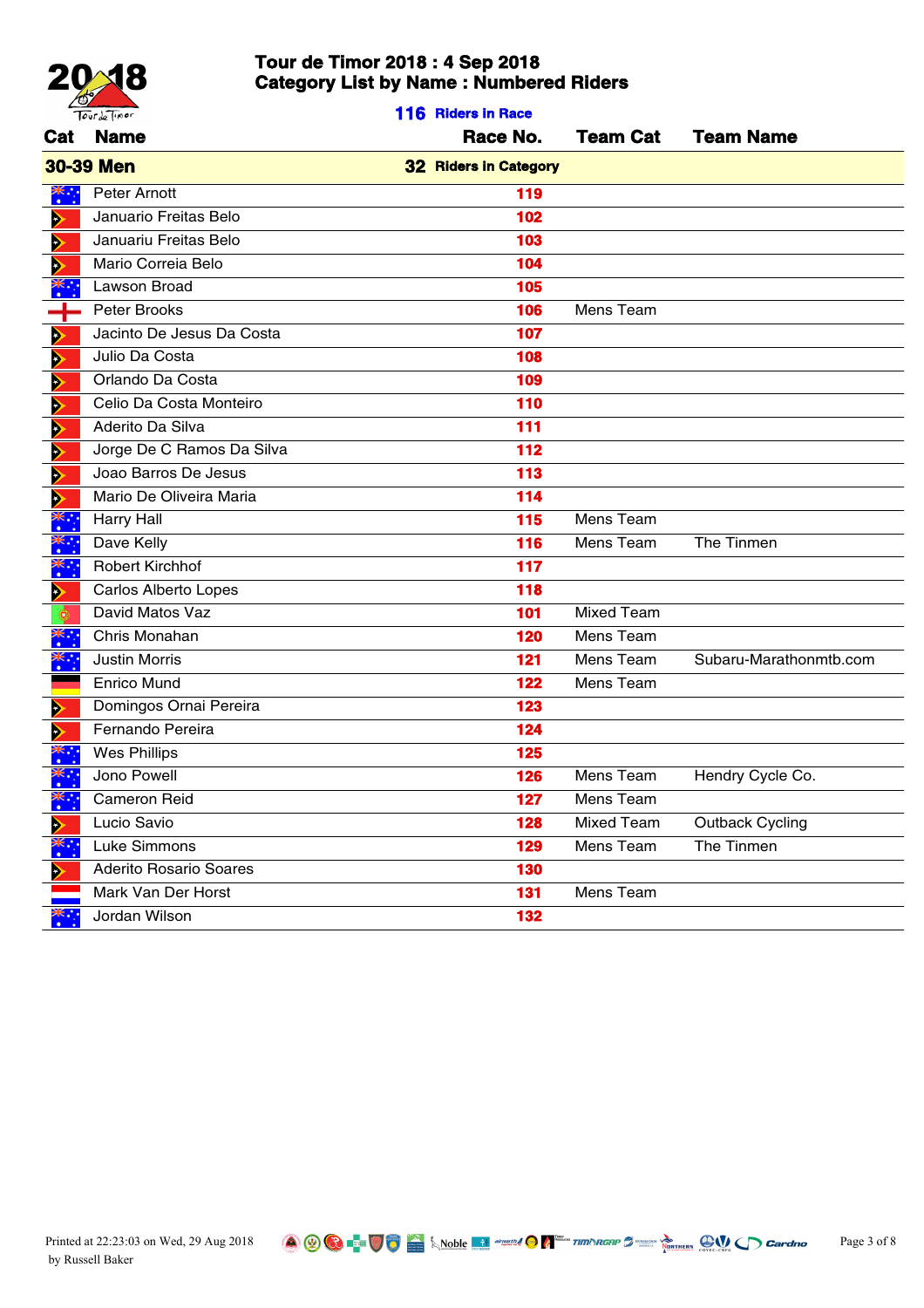# Tour de Timor 2018 : 4 Sep 2018
## Category List by Name : Numbered Riders

**116 Riders in Race**

| Cat | Name | Race No. | Team Cat | Team Name |
|---|---|---|---|---|
| **30-39 Men** | | **32 Riders in Category** | | |
| | Peter Arnott | 119 | | |
| | Januario Freitas Belo | 102 | | |
| | Januariu Freitas Belo | 103 | | |
| | Mario Correia Belo | 104 | | |
| | Lawson Broad | 105 | | |
| | Peter Brooks | 106 | Mens Team | |
| | Jacinto De Jesus Da Costa | 107 | | |
| | Julio Da Costa | 108 | | |
| | Orlando Da Costa | 109 | | |
| | Celio Da Costa Monteiro | 110 | | |
| | Aderito Da Silva | 111 | | |
| | Jorge De C Ramos Da Silva | 112 | | |
| | Joao Barros De Jesus | 113 | | |
| | Mario De Oliveira Maria | 114 | | |
| | Harry Hall | 115 | Mens Team | |
| | Dave Kelly | 116 | Mens Team | The Tinmen |
| | Robert Kirchhof | 117 | | |
| | Carlos Alberto Lopes | 118 | | |
| | David Matos Vaz | 101 | Mixed Team | |
| | Chris Monahan | 120 | Mens Team | |
| | Justin Morris | 121 | Mens Team | Subaru-Marathonmtb.com |
| | Enrico Mund | 122 | Mens Team | |
| | Domingos Ornai Pereira | 123 | | |
| | Fernando Pereira | 124 | | |
| | Wes Phillips | 125 | | |
| | Jono Powell | 126 | Mens Team | Hendry Cycle Co. |
| | Cameron Reid | 127 | Mens Team | |
| | Lucio Savio | 128 | Mixed Team | Outback Cycling |
| | Luke Simmons | 129 | Mens Team | The Tinmen |
| | Aderito Rosario Soares | 130 | | |
| | Mark Van Der Horst | 131 | Mens Team | |
| | Jordan Wilson | 132 | | |

Printed at 22:23:03 on Wed, 29 Aug 2018 by Russell Baker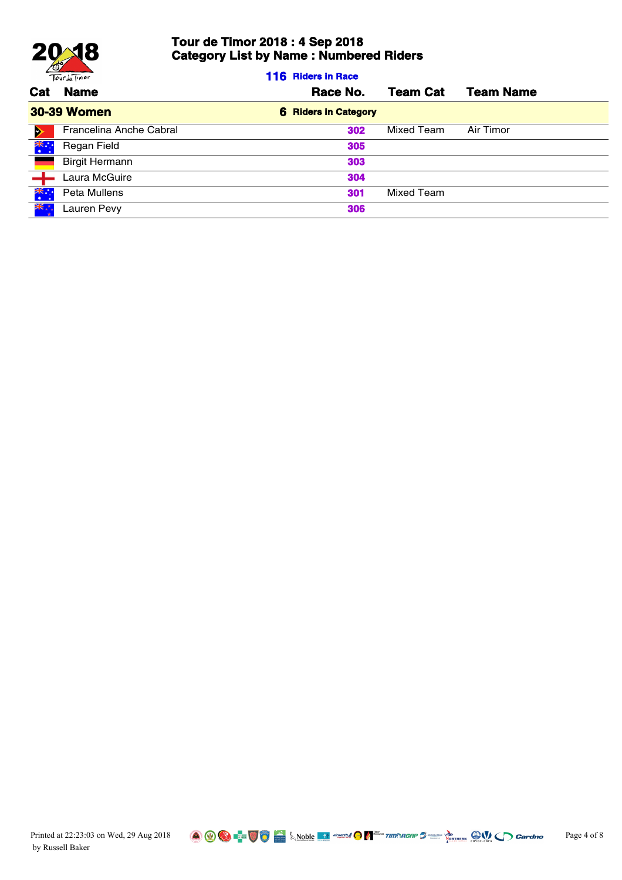# Tour de Timor 2018 : 4 Sep 2018

## Category List by Name : Numbered Riders

**116 Riders in Race**

| Cat | Name | Race No. | Team Cat | Team Name |
|---|---|---|---|---|
| **30-39 Women** | | **6 Riders in Category** | | |
| | Francelina Anche Cabral | 302 | Mixed Team | Air Timor |
| | Regan Field | 305 | | |
| | Birgit Hermann | 303 | | |
| | Laura McGuire | 304 | | |
| | Peta Mullens | 301 | Mixed Team | |
| | Lauren Pevy | 306 | | |

Printed at 22:23:03 on Wed, 29 Aug 2018
by Russell Baker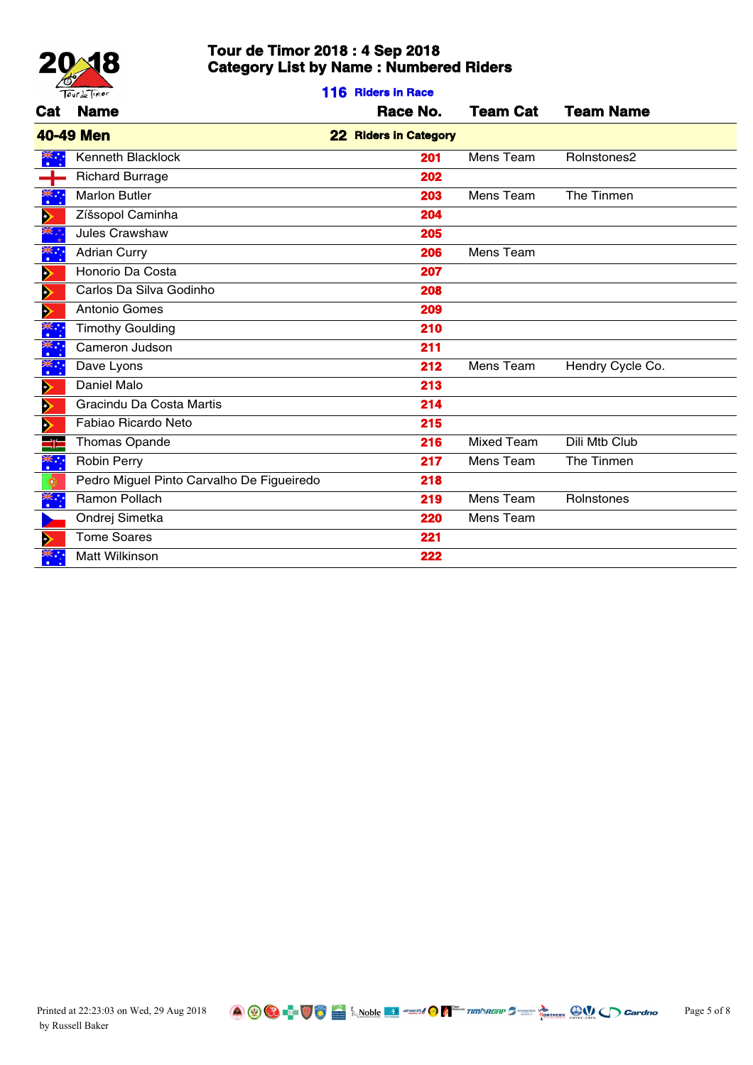# Tour de Timor 2018 : 4 Sep 2018
## Category List by Name : Numbered Riders

**116 Riders in Race**

| Cat | Name | Race No. | Team Cat | Team Name |
|---|---|---|---|---|
| **40-49 Men** | **22 Riders in Category** | | | |
| | Kenneth Blacklock | 201 | Mens Team | Rolnstones2 |
| | Richard Burrage | 202 | | |
| | Marlon Butler | 203 | Mens Team | The Tinmen |
| | Zíšsopol Caminha | 204 | | |
| | Jules Crawshaw | 205 | | |
| | Adrian Curry | 206 | Mens Team | |
| | Honorio Da Costa | 207 | | |
| | Carlos Da Silva Godinho | 208 | | |
| | Antonio Gomes | 209 | | |
| | Timothy Goulding | 210 | | |
| | Cameron Judson | 211 | | |
| | Dave Lyons | 212 | Mens Team | Hendry Cycle Co. |
| | Daniel Malo | 213 | | |
| | Gracindu Da Costa Martis | 214 | | |
| | Fabiao Ricardo Neto | 215 | | |
| | Thomas Opande | 216 | Mixed Team | Dili Mtb Club |
| | Robin Perry | 217 | Mens Team | The Tinmen |
| | Pedro Miguel Pinto Carvalho De Figueiredo | 218 | | |
| | Ramon Pollach | 219 | Mens Team | Rolnstones |
| | Ondrej Simetka | 220 | Mens Team | |
| | Tome Soares | 221 | | |
| | Matt Wilkinson | 222 | | |

Printed at 22:23:03 on Wed, 29 Aug 2018 by Russell Baker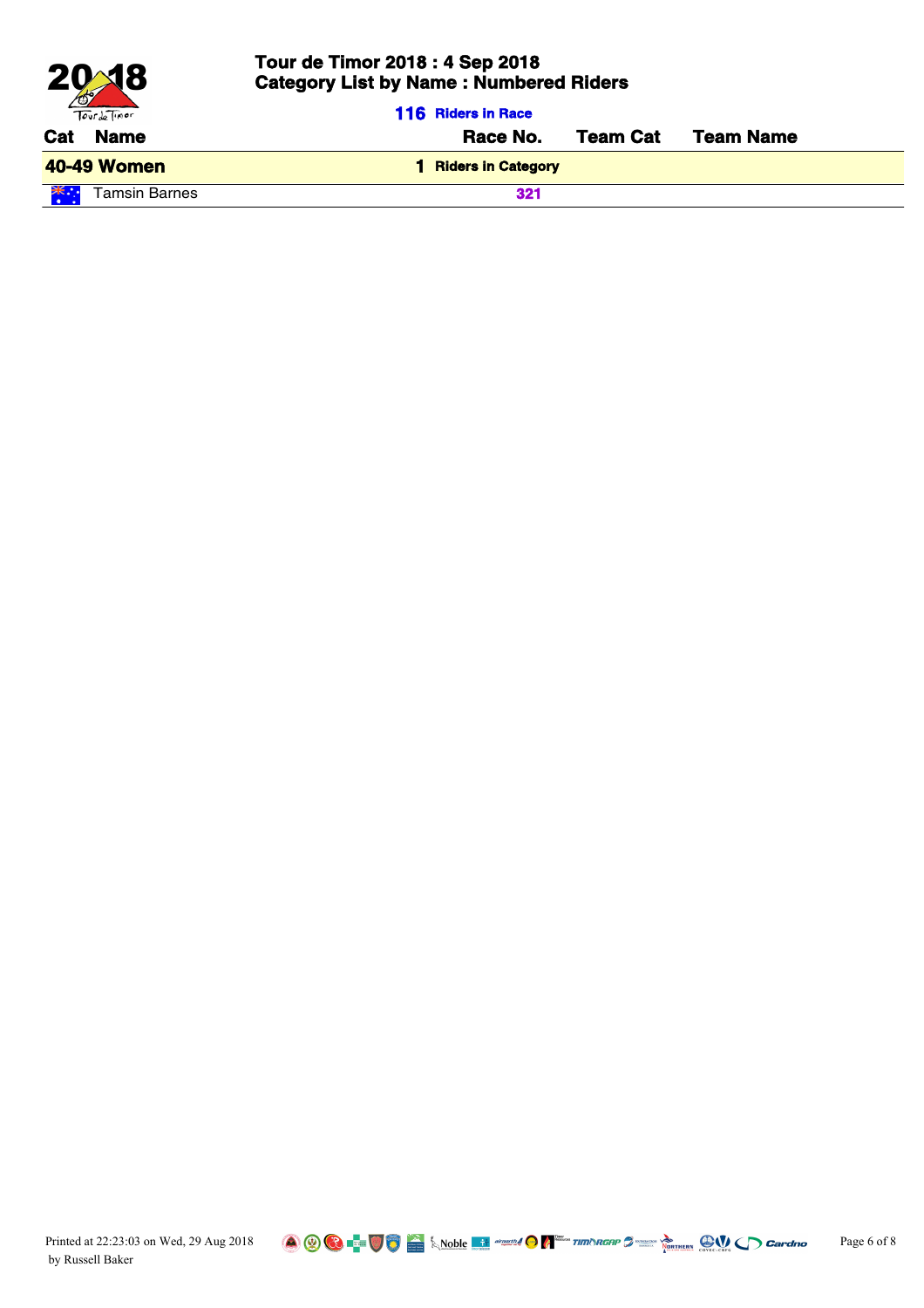# Tour de Timor 2018 : 4 Sep 2018
## Category List by Name : Numbered Riders

**116 Riders in Race**

| Cat | Name | Race No. | Team Cat | Team Name |
|---|---|---|---|---|
| **40-49 Women** | | **1 Riders in Category** | | |
| | Tamsin Barnes | 321 | | |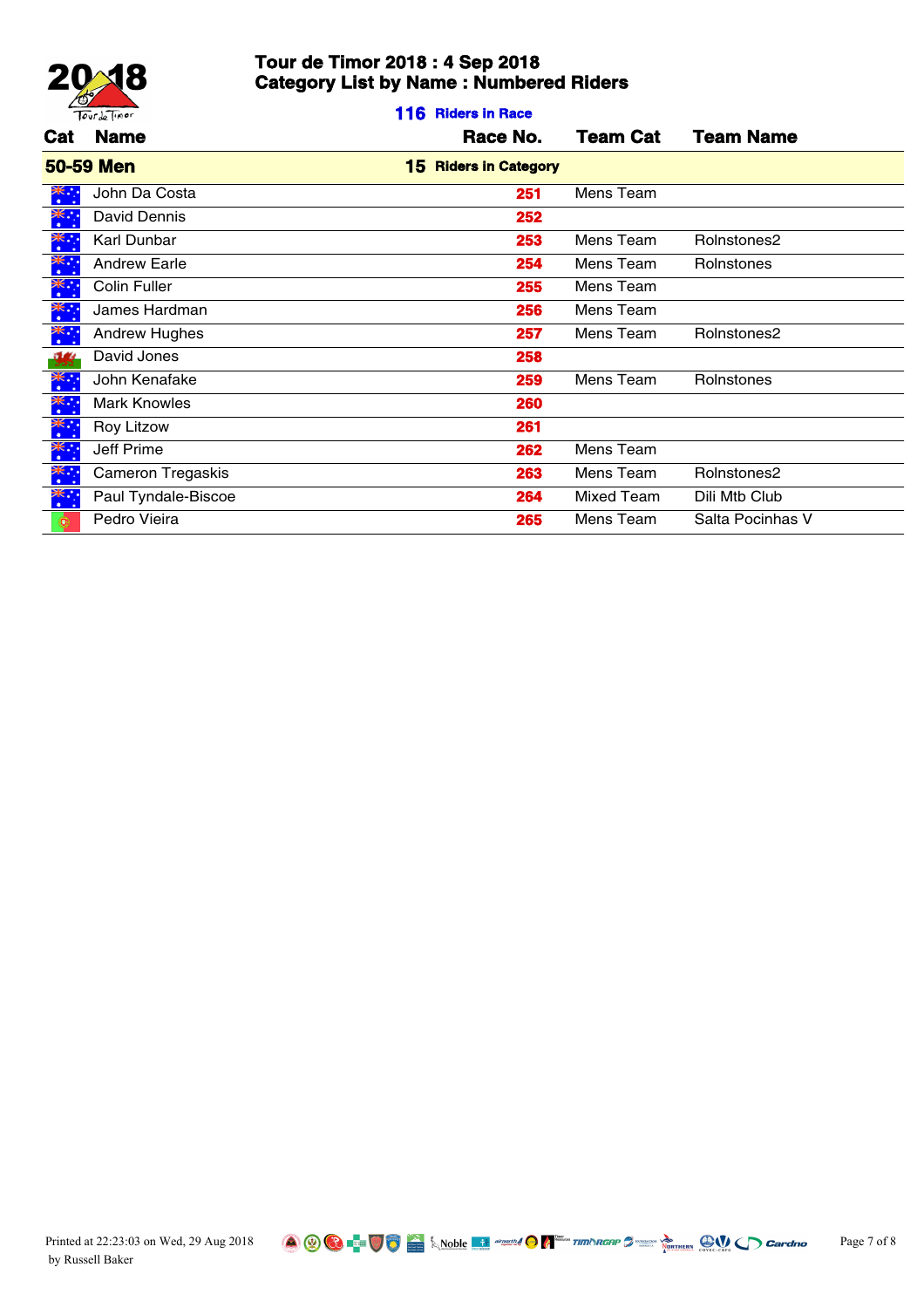# Tour de Timor 2018 : 4 Sep 2018
## Category List by Name : Numbered Riders

**116 Riders in Race**

| Cat | Name | Race No. | Team Cat | Team Name |
|---|---|---|---|---|
| **50-59 Men** | | **15 Riders in Category** | | |
| | John Da Costa | 251 | Mens Team | |
| | David Dennis | 252 | | |
| | Karl Dunbar | 253 | Mens Team | Rolnstones2 |
| | Andrew Earle | 254 | Mens Team | Rolnstones |
| | Colin Fuller | 255 | Mens Team | |
| | James Hardman | 256 | Mens Team | |
| | Andrew Hughes | 257 | Mens Team | Rolnstones2 |
| | David Jones | 258 | | |
| | John Kenafake | 259 | Mens Team | Rolnstones |
| | Mark Knowles | 260 | | |
| | Roy Litzow | 261 | | |
| | Jeff Prime | 262 | Mens Team | |
| | Cameron Tregaskis | 263 | Mens Team | Rolnstones2 |
| | Paul Tyndale-Biscoe | 264 | Mixed Team | Dili Mtb Club |
| | Pedro Vieira | 265 | Mens Team | Salta Pocinhas V |

Printed at 22:23:03 on Wed, 29 Aug 2018 by Russell Baker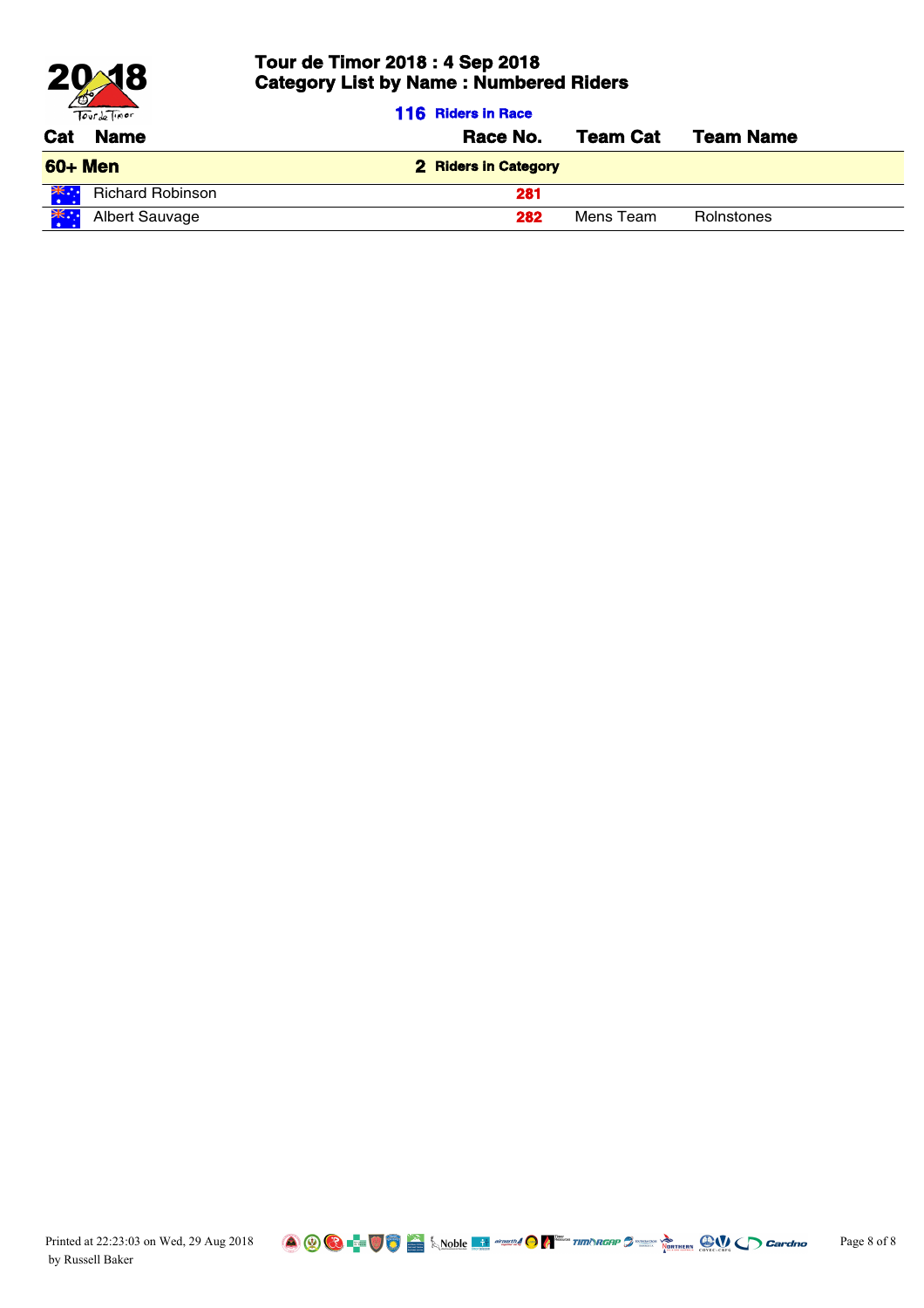# Tour de Timor 2018 : 4 Sep 2018
## Category List by Name : Numbered Riders

**116 Riders in Race**

| Cat | Name | Race No. | Team Cat | Team Name |
|---|---|---|---|---|
| **60+ Men** | | **2 Riders in Category** | | |
| | Richard Robinson | 281 | | |
| | Albert Sauvage | 282 | Mens Team | Rolnstones |

Printed at 22:23:03 on Wed, 29 Aug 2018
by Russell Baker